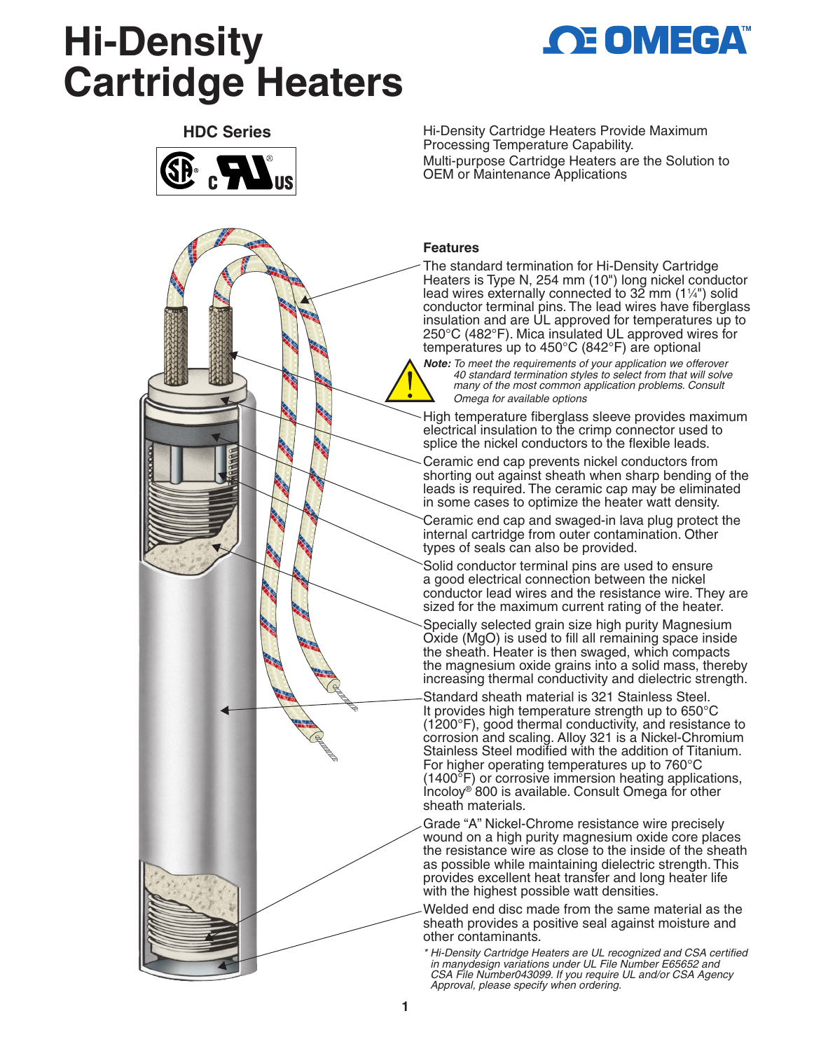# Hi-Density Cartridge Heaters

## HDC Series

Hi-Density Cartridge Heaters Provide Maximum Processing Temperature Capability.

Multi-purpose Cartridge Heaters are the Solution to OEM or Maintenance Applications

### Features

The standard termination for Hi-Density Cartridge Heaters is Type N, 254 mm (10") long nickel conductor lead wires externally connected to 32 mm (1¼") solid conductor terminal pins. The lead wires have fiberglass insulation and are UL approved for temperatures up to 250°C (482°F). Mica insulated UL approved wires for temperatures up to 450°C (842°F) are optional

***Note:*** *To meet the requirements of your application we offerover 40 standard termination styles to select from that will solve many of the most common application problems. Consult Omega for available options*

High temperature fiberglass sleeve provides maximum electrical insulation to the crimp connector used to splice the nickel conductors to the flexible leads.

Ceramic end cap prevents nickel conductors from shorting out against sheath when sharp bending of the leads is required. The ceramic cap may be eliminated in some cases to optimize the heater watt density.

Ceramic end cap and swaged-in lava plug protect the internal cartridge from outer contamination. Other types of seals can also be provided.

Solid conductor terminal pins are used to ensure a good electrical connection between the nickel conductor lead wires and the resistance wire. They are sized for the maximum current rating of the heater.

Specially selected grain size high purity Magnesium Oxide (MgO) is used to fill all remaining space inside the sheath. Heater is then swaged, which compacts the magnesium oxide grains into a solid mass, thereby increasing thermal conductivity and dielectric strength.

Standard sheath material is 321 Stainless Steel. It provides high temperature strength up to 650°C (1200°F), good thermal conductivity, and resistance to corrosion and scaling. Alloy 321 is a Nickel-Chromium Stainless Steel modified with the addition of Titanium. For higher operating temperatures up to 760°C (1400°F) or corrosive immersion heating applications, Incoloy® 800 is available. Consult Omega for other sheath materials.

Grade "A" Nickel-Chrome resistance wire precisely wound on a high purity magnesium oxide core places the resistance wire as close to the inside of the sheath as possible while maintaining dielectric strength. This provides excellent heat transfer and long heater life with the highest possible watt densities.

Welded end disc made from the same material as the sheath provides a positive seal against moisture and other contaminants.

*\* Hi-Density Cartridge Heaters are UL recognized and CSA certified in manydesign variations under UL File Number E65652 and CSA File Number043099. If you require UL and/or CSA Agency Approval, please specify when ordering.*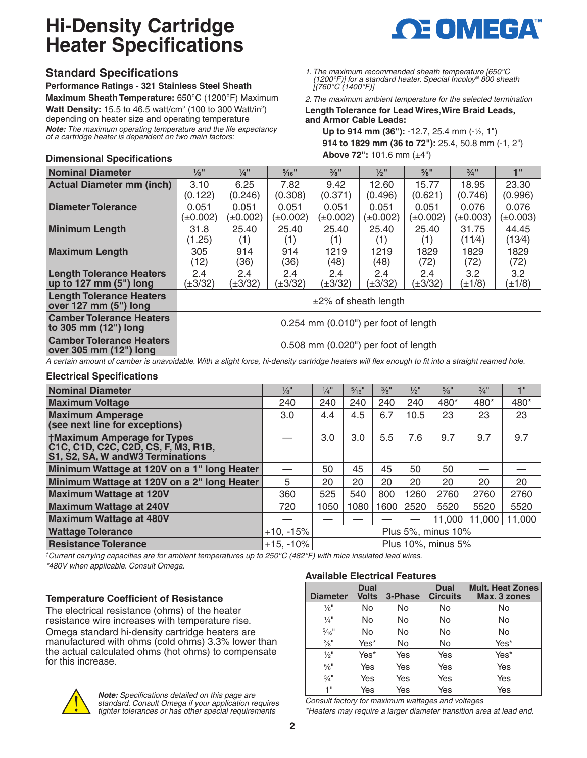# Hi-Density Cartridge Heater Specifications

## Standard Specifications

**Performance Ratings - 321 Stainless Steel Sheath**

**Maximum Sheath Temperature:** 650°C (1200°F) Maximum

**Watt Density:** 15.5 to 46.5 watt/cm$^2$ (100 to 300 Watt/in$^2$) depending on heater size and operating temperature

***Note:*** *The maximum operating temperature and the life expectancy of a cartridge heater is dependent on two main factors:*

*1. The maximum recommended sheath temperature [650°C (1200°F)] for a standard heater. Special Incoloy® 800 sheath [(760°C (1400°F)]*

*2. The maximum ambient temperature for the selected termination*

**Length Tolerance for Lead Wires, Wire Braid Leads, and Armor Cable Leads:**

**Up to 914 mm (36"):** -12.7, 25.4 mm (-½, 1")

**914 to 1829 mm (36 to 72"):** 25.4, 50.8 mm (-1, 2")

**Above 72":** 101.6 mm (±4")

### Dimensional Specifications

| Nominal Diameter | ⅛" | ¼" | 5⁄16" | ⅜" | ½" | ⅝" | ¾" | 1" |
|---|---|---|---|---|---|---|---|---|
| Actual Diameter mm (inch) | 3.10 (0.122) | 6.25 (0.246) | 7.82 (0.308) | 9.42 (0.371) | 12.60 (0.496) | 15.77 (0.621) | 18.95 (0.746) | 23.30 (0.996) |
| Diameter Tolerance | 0.051 (±0.002) | 0.051 (±0.002) | 0.051 (±0.002) | 0.051 (±0.002) | 0.051 (±0.002) | 0.051 (±0.002) | 0.076 (±0.003) | 0.076 (±0.003) |
| Minimum Length | 31.8 (1.25) | 25.40 (1) | 25.40 (1) | 25.40 (1) | 25.40 (1) | 25.40 (1) | 31.75 (1¼) | 44.45 (1¾) |
| Maximum Length | 305 (12) | 914 (36) | 914 (36) | 1219 (48) | 1219 (48) | 1829 (72) | 1829 (72) | 1829 (72) |
| Length Tolerance Heaters up to 127 mm (5") long | 2.4 (±3/32) | 2.4 (±3/32) | 2.4 (±3/32) | 2.4 (±3/32) | 2.4 (±3/32) | 2.4 (±3/32) | 3.2 (±1/8) | 3.2 (±1/8) |
| Length Tolerance Heaters over 127 mm (5") long | ±2% of sheath length | | | | | | | |
| Camber Tolerance Heaters to 305 mm (12") long | 0.254 mm (0.010") per foot of length | | | | | | | |
| Camber Tolerance Heaters over 305 mm (12") long | 0.508 mm (0.020") per foot of length | | | | | | | |

*A certain amount of camber is unavoidable. With a slight force, hi-density cartridge heaters will flex enough to fit into a straight reamed hole.*

### Electrical Specifications

| Nominal Diameter | ⅛" | ¼" | 5⁄16" | ⅜" | ½" | ⅝" | ¾" | 1" |
|---|---|---|---|---|---|---|---|---|
| Maximum Voltage | 240 | 240 | 240 | 240 | 240 | 480* | 480* | 480* |
| Maximum Amperage (see next line for exceptions) | 3.0 | 4.4 | 4.5 | 6.7 | 10.5 | 23 | 23 | 23 |
| †Maximum Amperage for Types C1C, C1D, C2C, C2D, CS, F, M3, R1B, S1, S2, SA, W andW3 Terminations | — | 3.0 | 3.0 | 5.5 | 7.6 | 9.7 | 9.7 | 9.7 |
| Minimum Wattage at 120V on a 1" long Heater | — | 50 | 45 | 45 | 50 | 50 | — | — |
| Minimum Wattage at 120V on a 2" long Heater | 5 | 20 | 20 | 20 | 20 | 20 | 20 | 20 |
| Maximum Wattage at 120V | 360 | 525 | 540 | 800 | 1260 | 2760 | 2760 | 2760 |
| Maximum Wattage at 240V | 720 | 1050 | 1080 | 1600 | 2520 | 5520 | 5520 | 5520 |
| Maximum Wattage at 480V | — | — | — | — | — | 11,000 | 11,000 | 11,000 |
| Wattage Tolerance | +10, -15% | Plus 5%, minus 10% | | | | | | |
| Resistance Tolerance | +15, -10% | Plus 10%, minus 5% | | | | | | |

*†Current carrying capacities are for ambient temperatures up to 250°C (482°F) with mica insulated lead wires.*

*\*480V when applicable. Consult Omega.*

### Temperature Coefficient of Resistance

The electrical resistance (ohms) of the heater resistance wire increases with temperature rise. Omega standard hi-density cartridge heaters are manufactured with ohms (cold ohms) 3.3% lower than the actual calculated ohms (hot ohms) to compensate for this increase.

***Note:*** *Specifications detailed on this page are standard. Consult Omega if your application requires tighter tolerances or has other special requirements*

### Available Electrical Features

| Diameter | Dual Volts | 3-Phase | Dual Circuits | Mult. Heat Zones Max. 3 zones |
|---|---|---|---|---|
| ⅛" | No | No | No | No |
| ¼" | No | No | No | No |
| 5⁄16" | No | No | No | No |
| ⅜" | Yes* | No | No | Yes* |
| ½" | Yes* | Yes | Yes | Yes* |
| ⅝" | Yes | Yes | Yes | Yes |
| ¾" | Yes | Yes | Yes | Yes |
| 1" | Yes | Yes | Yes | Yes |

*Consult factory for maximum wattages and voltages*

*\*Heaters may require a larger diameter transition area at lead end.*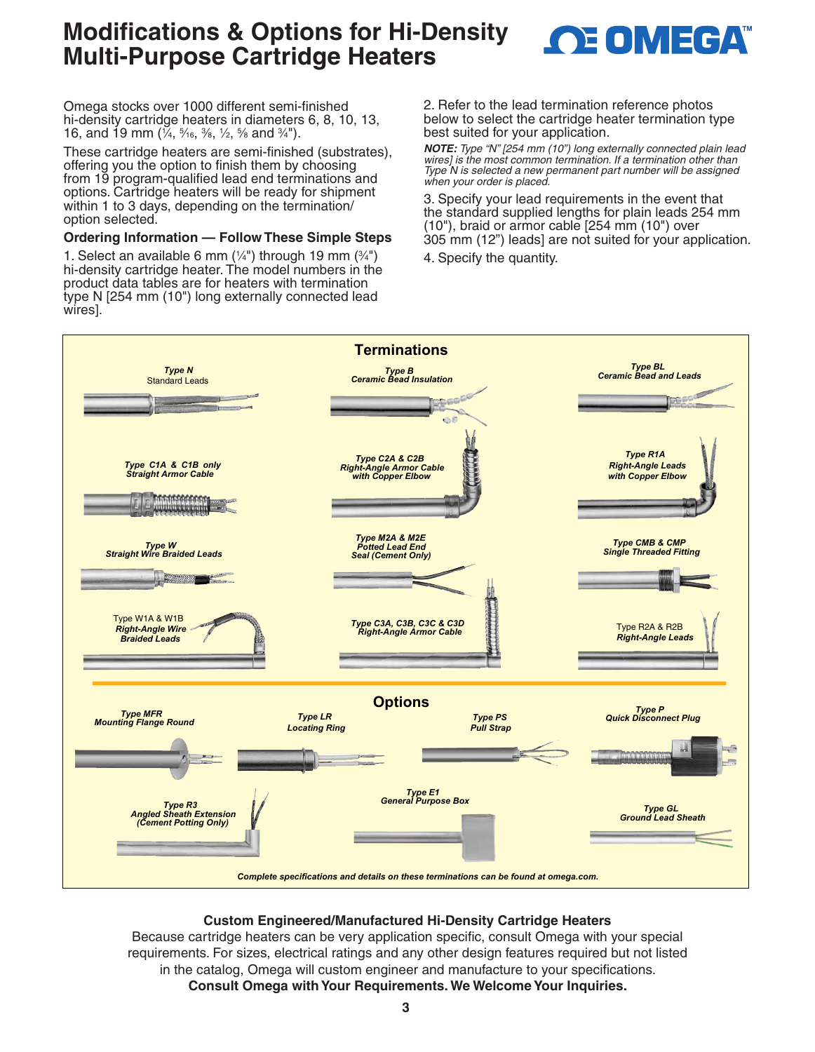# Modifications & Options for Hi-Density Multi-Purpose Cartridge Heaters

Omega stocks over 1000 different semi-finished hi-density cartridge heaters in diameters 6, 8, 10, 13, 16, and 19 mm (¼, 5⁄16, ⅜, ½, ⅝ and ¾").

These cartridge heaters are semi-finished (substrates), offering you the option to finish them by choosing from 19 program-qualified lead end terminations and options. Cartridge heaters will be ready for shipment within 1 to 3 days, depending on the termination/option selected.

**Ordering Information — Follow These Simple Steps**

1. Select an available 6 mm (¼") through 19 mm (¾") hi-density cartridge heater. The model numbers in the product data tables are for heaters with termination type N [254 mm (10") long externally connected lead wires].

2. Refer to the lead termination reference photos below to select the cartridge heater termination type best suited for your application.

***NOTE:*** *Type "N" [254 mm (10") long externally connected plain lead wires] is the most common termination. If a termination other than Type N is selected a new permanent part number will be assigned when your order is placed.*

3. Specify your lead requirements in the event that the standard supplied lengths for plain leads 254 mm (10"), braid or armor cable [254 mm (10") over 305 mm (12") leads] are not suited for your application.

4. Specify the quantity.

## Terminations

***Type N***
Standard Leads

***Type B***
***Ceramic Bead Insulation***

***Type BL***
***Ceramic Bead and Leads***

***Type C1A & C1B only***
***Straight Armor Cable***

***Type C2A & C2B***
***Right-Angle Armor Cable with Copper Elbow***

***Type R1A***
***Right-Angle Leads with Copper Elbow***

***Type W***
***Straight Wire Braided Leads***

***Type M2A & M2E***
***Potted Lead End Seal (Cement Only)***

***Type CMB & CMP***
***Single Threaded Fitting***

Type W1A & W1B
***Right-Angle Wire Braided Leads***

***Type C3A, C3B, C3C & C3D***
***Right-Angle Armor Cable***

Type R2A & R2B
***Right-Angle Leads***

## Options

***Type MFR***
***Mounting Flange Round***

***Type LR***
***Locating Ring***

***Type PS***
***Pull Strap***

***Type P***
***Quick Disconnect Plug***

***Type R3***
***Angled Sheath Extension (Cement Potting Only)***

***Type E1***
***General Purpose Box***

***Type GL***
***Ground Lead Sheath***

***Complete specifications and details on these terminations can be found at omega.com.***

**Custom Engineered/Manufactured Hi-Density Cartridge Heaters**

Because cartridge heaters can be very application specific, consult Omega with your special requirements. For sizes, electrical ratings and any other design features required but not listed in the catalog, Omega will custom engineer and manufacture to your specifications.

**Consult Omega with Your Requirements. We Welcome Your Inquiries.**